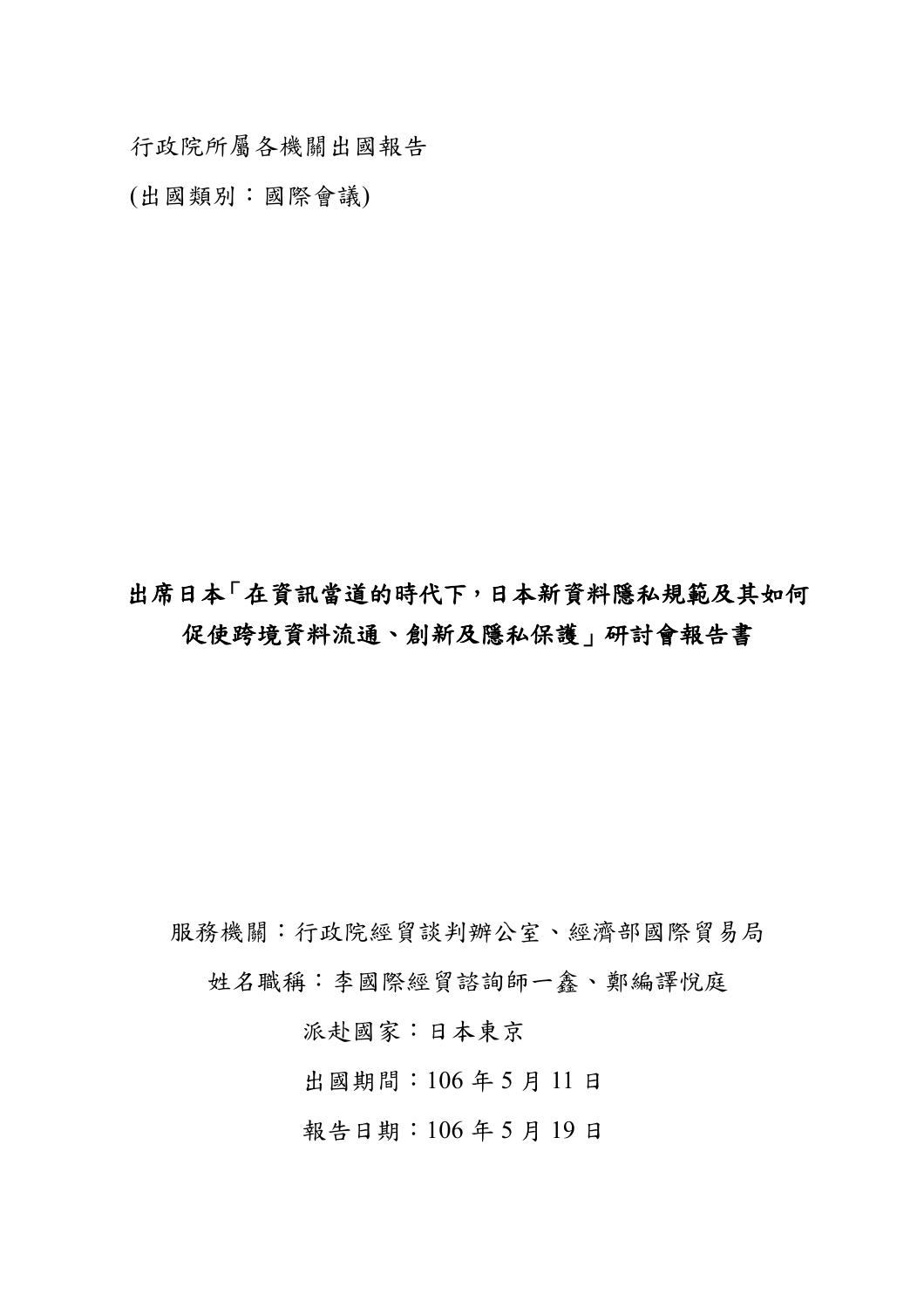行政院所屬各機關出國報告

(出國類別：國際會議)

# 出席日本「在資訊當道的時代下，日本新資料隱私規範及其如何促使跨境資料流通、創新及隱私保護」研討會報告書

服務機關：行政院經貿談判辦公室、經濟部國際貿易局

姓名職稱：李國際經貿諮詢師一鑫、鄭編譯悅庭

派赴國家：日本東京

出國期間：106 年 5 月 11 日

報告日期：106 年 5 月 19 日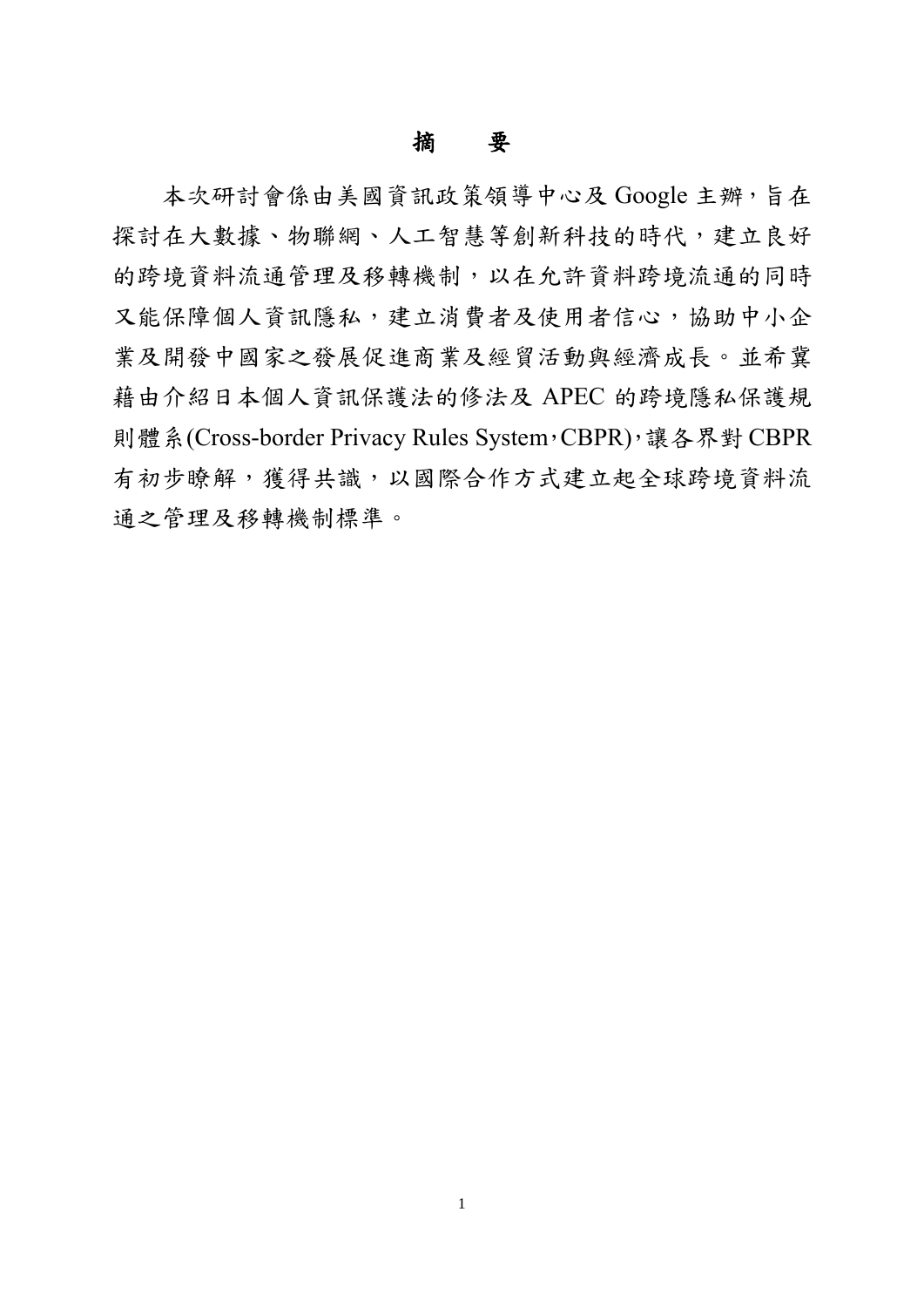# 摘　要

本次研討會係由美國資訊政策領導中心及 Google 主辦，旨在探討在大數據、物聯網、人工智慧等創新科技的時代，建立良好的跨境資料流通管理及移轉機制，以在允許資料跨境流通的同時又能保障個人資訊隱私，建立消費者及使用者信心，協助中小企業及開發中國家之發展促進商業及經貿活動與經濟成長。並希冀藉由介紹日本個人資訊保護法的修法及 APEC 的跨境隱私保護規則體系(Cross-border Privacy Rules System，CBPR)，讓各界對 CBPR 有初步瞭解，獲得共識，以國際合作方式建立起全球跨境資料流通之管理及移轉機制標準。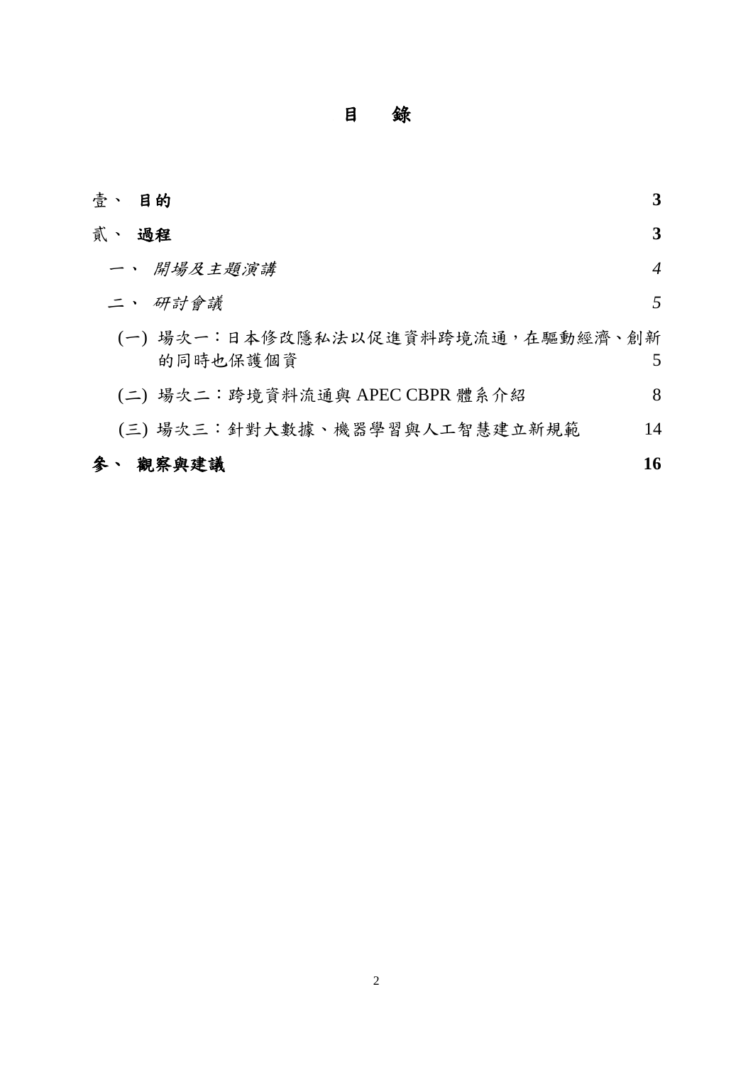# 目　錄

| | |
|---|---|
| 壹、 **目的** | **3** |
| 貳、 **過程** | **3** |
| 一、 *開場及主題演講* | *4* |
| 二、 *研討會議* | *5* |
| (一) 場次一：日本修改隱私法以促進資料跨境流通，在驅動經濟、創新的同時也保護個資 | 5 |
| (二) 場次二：跨境資料流通與 APEC CBPR 體系介紹 | 8 |
| (三) 場次三：針對大數據、機器學習與人工智慧建立新規範 | 14 |
| **參、 觀察與建議** | **16** |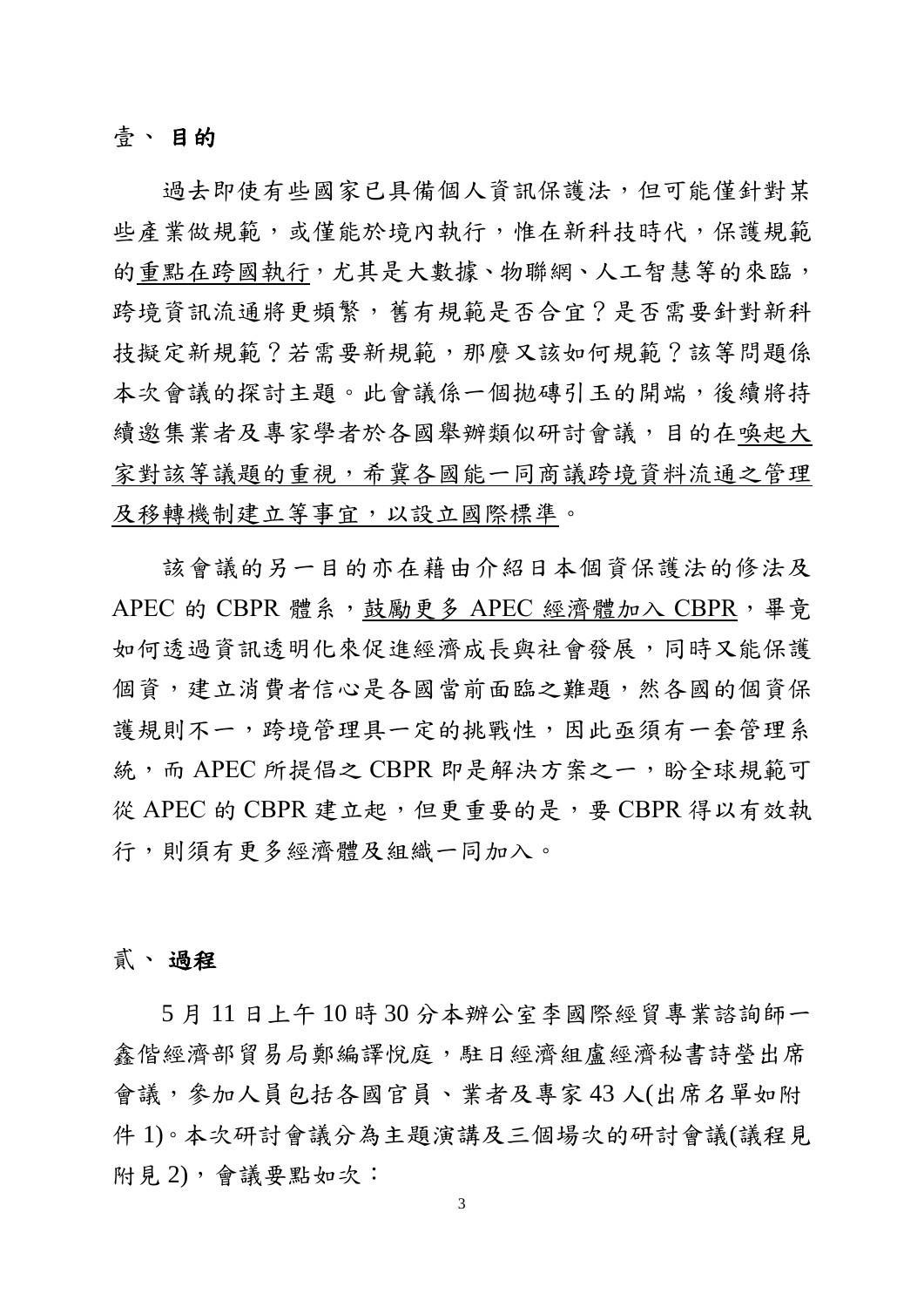## 壹、 目的

過去即使有些國家已具備個人資訊保護法，但可能僅針對某些產業做規範，或僅能於境內執行，惟在新科技時代，保護規範的重點在跨國執行，尤其是大數據、物聯網、人工智慧等的來臨，跨境資訊流通將更頻繁，舊有規範是否合宜？是否需要針對新科技擬定新規範？若需要新規範，那麼又該如何規範？該等問題係本次會議的探討主題。此會議係一個拋磚引玉的開端，後續將持續邀集業者及專家學者於各國舉辦類似研討會議，目的在喚起大家對該等議題的重視，希冀各國能一同商議跨境資料流通之管理及移轉機制建立等事宜，以設立國際標準。

該會議的另一目的亦在藉由介紹日本個資保護法的修法及 APEC 的 CBPR 體系，鼓勵更多 APEC 經濟體加入 CBPR，畢竟如何透過資訊透明化來促進經濟成長與社會發展，同時又能保護個資，建立消費者信心是各國當前面臨之難題，然各國的個資保護規則不一，跨境管理具一定的挑戰性，因此亟須有一套管理系統，而 APEC 所提倡之 CBPR 即是解決方案之一，盼全球規範可從 APEC 的 CBPR 建立起，但更重要的是，要 CBPR 得以有效執行，則須有更多經濟體及組織一同加入。

## 貳、 過程

5 月 11 日上午 10 時 30 分本辦公室李國際經貿專業諮詢師一鑫偕經濟部貿易局鄭編譯悅庭，駐日經濟組盧經濟秘書詩瑩出席會議，參加人員包括各國官員、業者及專家 43 人(出席名單如附件 1)。本次研討會議分為主題演講及三個場次的研討會議(議程見附見 2)，會議要點如次：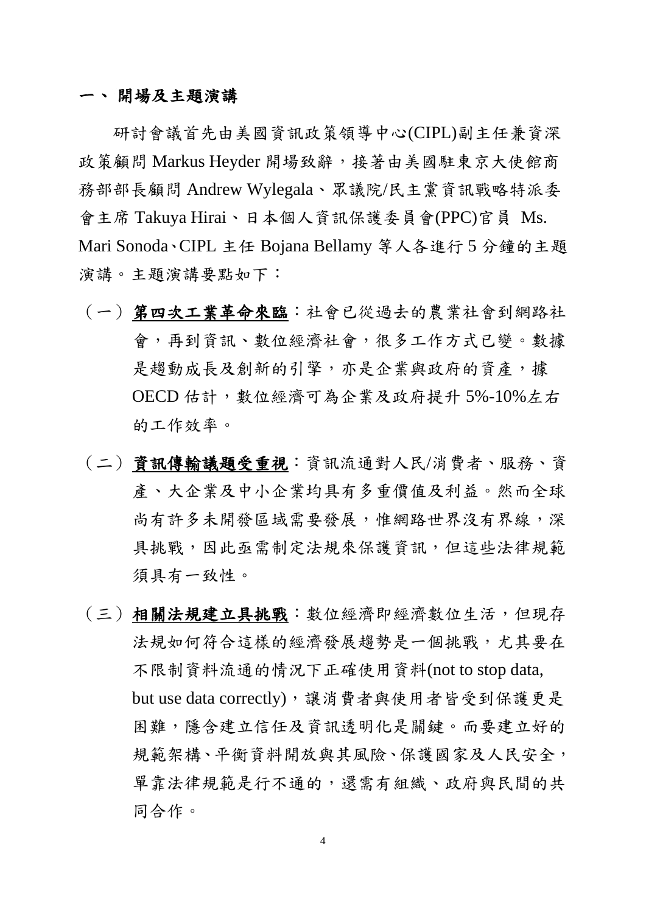## 一、 開場及主題演講

研討會議首先由美國資訊政策領導中心(CIPL)副主任兼資深政策顧問 Markus Heyder 開場致辭，接著由美國駐東京大使館商務部部長顧問 Andrew Wylegala、眾議院/民主黨資訊戰略特派委會主席 Takuya Hirai、日本個人資訊保護委員會(PPC)官員 Ms. Mari Sonoda、CIPL 主任 Bojana Bellamy 等人各進行 5 分鐘的主題演講。主題演講要點如下：

（一）**第四次工業革命來臨**：社會已從過去的農業社會到網路社會，再到資訊、數位經濟社會，很多工作方式已變。數據是趨動成長及創新的引擎，亦是企業與政府的資產，據 OECD 估計，數位經濟可為企業及政府提升 5%-10%左右的工作效率。

（二）**資訊傳輸議題受重視**：資訊流通對人民/消費者、服務、資產、大企業及中小企業均具有多重價值及利益。然而全球尚有許多未開發區域需要發展，惟網路世界沒有界線，深具挑戰，因此亟需制定法規來保護資訊，但這些法律規範須具有一致性。

（三）**相關法規建立具挑戰**：數位經濟即經濟數位生活，但現存法規如何符合這樣的經濟發展趨勢是一個挑戰，尤其要在不限制資料流通的情況下正確使用資料(not to stop data, but use data correctly)，讓消費者與使用者皆受到保護更是困難，隱含建立信任及資訊透明化是關鍵。而要建立好的規範架構、平衡資料開放與其風險、保護國家及人民安全，單靠法律規範是行不通的，還需有組織、政府與民間的共同合作。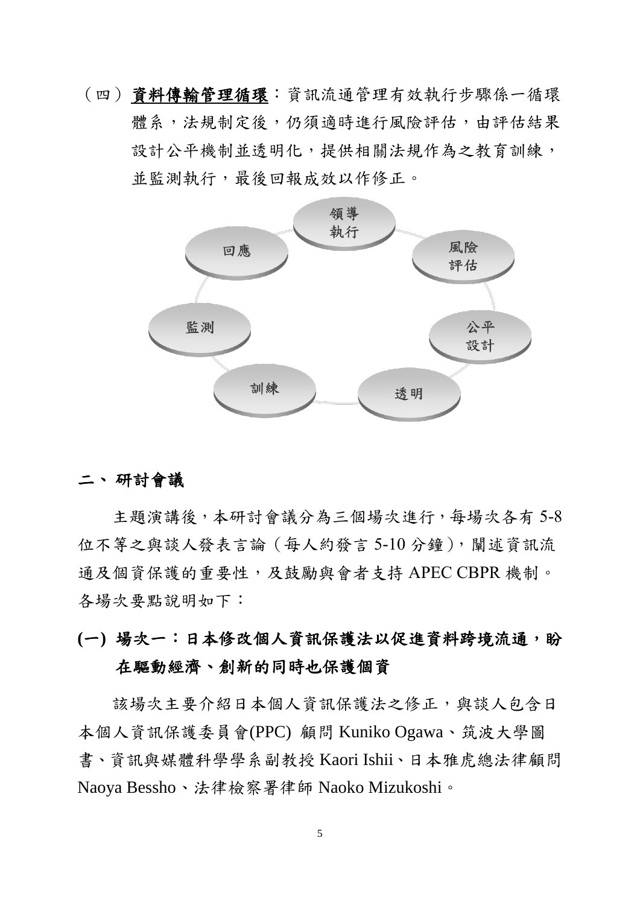（四）<u>**資料傳輸管理循環**</u>：資訊流通管理有效執行步驟係一循環體系，法規制定後，仍須適時進行風險評估，由評估結果設計公平機制並透明化，提供相關法規作為之教育訓練，並監測執行，最後回報成效以作修正。

領導執行

風險評估

公平設計

透明

訓練

監測

回應

## 二、研討會議

主題演講後，本研討會議分為三個場次進行，每場次各有 5-8 位不等之與談人發表言論（每人約發言 5-10 分鐘），闡述資訊流通及個資保護的重要性，及鼓勵與會者支持 APEC CBPR 機制。各場次要點說明如下：

### (一) 場次一：日本修改個人資訊保護法以促進資料跨境流通，盼在驅動經濟、創新的同時也保護個資

該場次主要介紹日本個人資訊保護法之修正，與談人包含日本個人資訊保護委員會(PPC) 顧問 Kuniko Ogawa、筑波大學圖書、資訊與媒體科學學系副教授 Kaori Ishii、日本雅虎總法律顧問 Naoya Bessho、法律檢察署律師 Naoko Mizukoshi。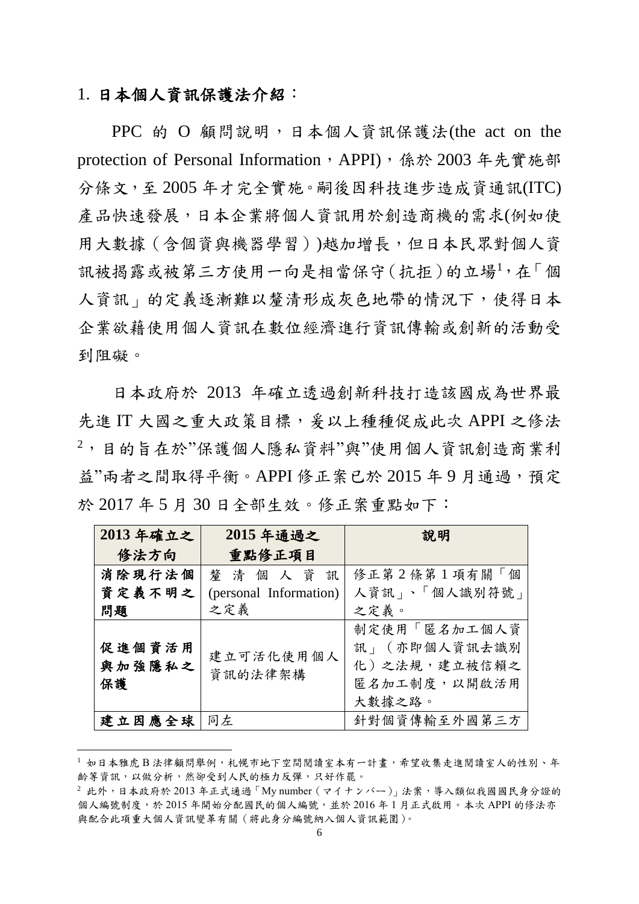1. **日本個人資訊保護法介紹**：

PPC 的 O 顧問說明，日本個人資訊保護法(the act on the protection of Personal Information，APPI)，係於 2003 年先實施部分條文，至 2005 年才完全實施。嗣後因科技進步造成資通訊(ITC)產品快速發展，日本企業將個人資訊用於創造商機的需求(例如使用大數據（含個資與機器學習）)越加增長，但日本民眾對個人資訊被揭露或被第三方使用一向是相當保守（抗拒）的立場[1]，在「個人資訊」的定義逐漸難以釐清形成灰色地帶的情況下，使得日本企業欲藉使用個人資訊在數位經濟進行資訊傳輸或創新的活動受到阻礙。

日本政府於 2013 年確立透過創新科技打造該國成為世界最先進 IT 大國之重大政策目標，爰以上種種促成此次 APPI 之修法[2]，目的旨在於"保護個人隱私資料"與"使用個人資訊創造商業利益"兩者之間取得平衡。APPI 修正案已於 2015 年 9 月通過，預定於 2017 年 5 月 30 日全部生效。修正案重點如下：

| 2013 年確立之修法方向 | 2015 年通過之重點修正項目 | 說明 |
|---|---|---|
| 消除現行法個資定義不明之問題 | 釐清個人資訊(personal Information)之定義 | 修正第 2 條第 1 項有關「個人資訊」、「個人識別符號」之定義。 |
| 促進個資活用與加強隱私之保護 | 建立可活化使用個人資訊的法律架構 | 制定使用「匿名加工個人資訊」（亦即個人資訊去識別化）之法規，建立被信賴之匿名加工制度，以開啟活用大數據之路。 |
| 建立因應全球 | 同左 | 針對個資傳輸至外國第三方 |

[1] 如日本雅虎 B 法律顧問舉例，札幌市地下空間閱讀室本有一計畫，希望收集走進閱讀室人的性別、年齡等資訊，以做分析，然卻受到人民的極力反彈，只好作罷。

[2] 此外，日本政府於 2013 年正式通過「My number（マイナンバー）」法案，導入類似我國國民身分證的個人編號制度，於 2015 年開始分配國民的個人編號，並於 2016 年 1 月正式啟用。本次 APPI 的修法亦與配合此項重大個人資訊變革有關（將此身分編號納入個人資訊範圍）。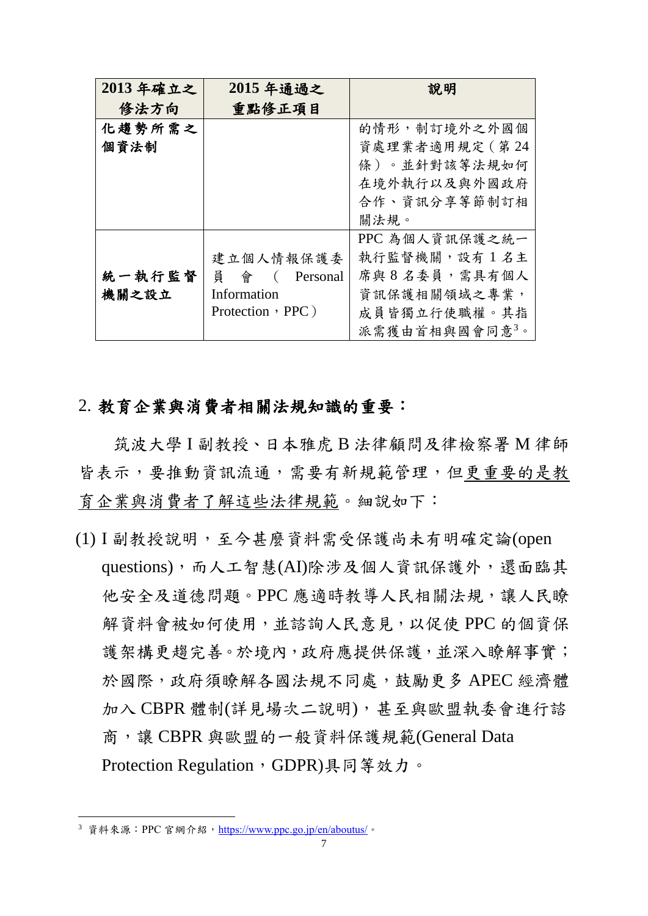| 2013 年確立之修法方向 | 2015 年通過之重點修正項目 | 說明 |
| --- | --- | --- |
| 化趨勢所需之個資法制 | | 的情形，制訂境外之外國個資處理業者適用規定（第 24 條）。並針對該等法規如何在境外執行以及與外國政府合作、資訊分享等節制訂相關法規。 |
| 統一執行監督機關之設立 | 建立個人情報保護委員會（Personal Information Protection，PPC） | PPC 為個人資訊保護之統一執行監督機關，設有 1 名主席與 8 名委員，需具有個人資訊保護相關領域之專業，成員皆獨立行使職權。其指派需獲由首相與國會同意[3]。 |

## 2. 教育企業與消費者相關法規知識的重要：

筑波大學 I 副教授、日本雅虎 B 法律顧問及律檢察署 M 律師皆表示，要推動資訊流通，需要有新規範管理，但<u>更重要的是教育企業與消費者了解這些法律規範</u>。細說如下：

(1) I 副教授說明，至今甚麼資料需受保護尚未有明確定論(open questions)，而人工智慧(AI)除涉及個人資訊保護外，還面臨其他安全及道德問題。PPC 應適時教導人民相關法規，讓人民瞭解資料會被如何使用，並諮詢人民意見，以促使 PPC 的個資保護架構更趨完善。於境內，政府應提供保護，並深入瞭解事實；於國際，政府須瞭解各國法規不同處，鼓勵更多 APEC 經濟體加入 CBPR 體制(詳見場次二說明)，甚至與歐盟執委會進行諮商，讓 CBPR 與歐盟的一般資料保護規範(General Data Protection Regulation，GDPR)具同等效力。

[3] 資料來源：PPC 官網介紹，https://www.ppc.go.jp/en/aboutus/。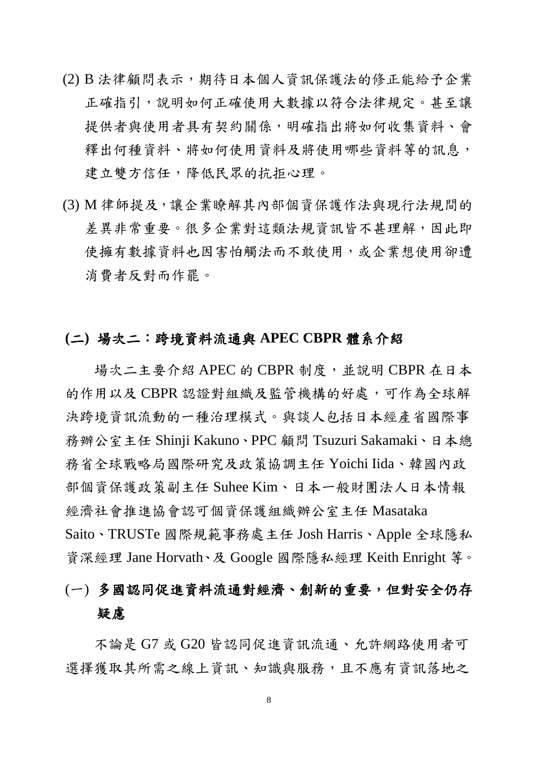(2) B 法律顧問表示，期待日本個人資訊保護法的修正能給予企業正確指引，說明如何正確使用大數據以符合法律規定。甚至讓提供者與使用者具有契約關係，明確指出將如何收集資料、會釋出何種資料、將如何使用資料及將使用哪些資料等的訊息，建立雙方信任，降低民眾的抗拒心理。

(3) M 律師提及，讓企業瞭解其內部個資保護作法與現行法規間的差異非常重要。很多企業對這類法規資訊皆不甚理解，因此即使擁有數據資料也因害怕觸法而不敢使用，或企業想使用卻遭消費者反對而作罷。

## (二) 場次二：跨境資料流通與 APEC CBPR 體系介紹

場次二主要介紹 APEC 的 CBPR 制度，並說明 CBPR 在日本的作用以及 CBPR 認證對組織及監管機構的好處，可作為全球解決跨境資訊流動的一種治理模式。與談人包括日本經產省國際事務辦公室主任 Shinji Kakuno、PPC 顧問 Tsuzuri Sakamaki、日本總務省全球戰略局國際研究及政策協調主任 Yoichi Iida、韓國內政部個資保護政策副主任 Suhee Kim、日本一般財團法人日本情報經濟社會推進協會認可個資保護組織辦公室主任 Masataka Saito、TRUSTe 國際規範事務處主任 Josh Harris、Apple 全球隱私資深經理 Jane Horvath、及 Google 國際隱私經理 Keith Enright 等。

### (一) 多國認同促進資料流通對經濟、創新的重要，但對安全仍存疑慮

不論是 G7 或 G20 皆認同促進資訊流通、允許網路使用者可選擇獲取其所需之線上資訊、知識與服務，且不應有資訊落地之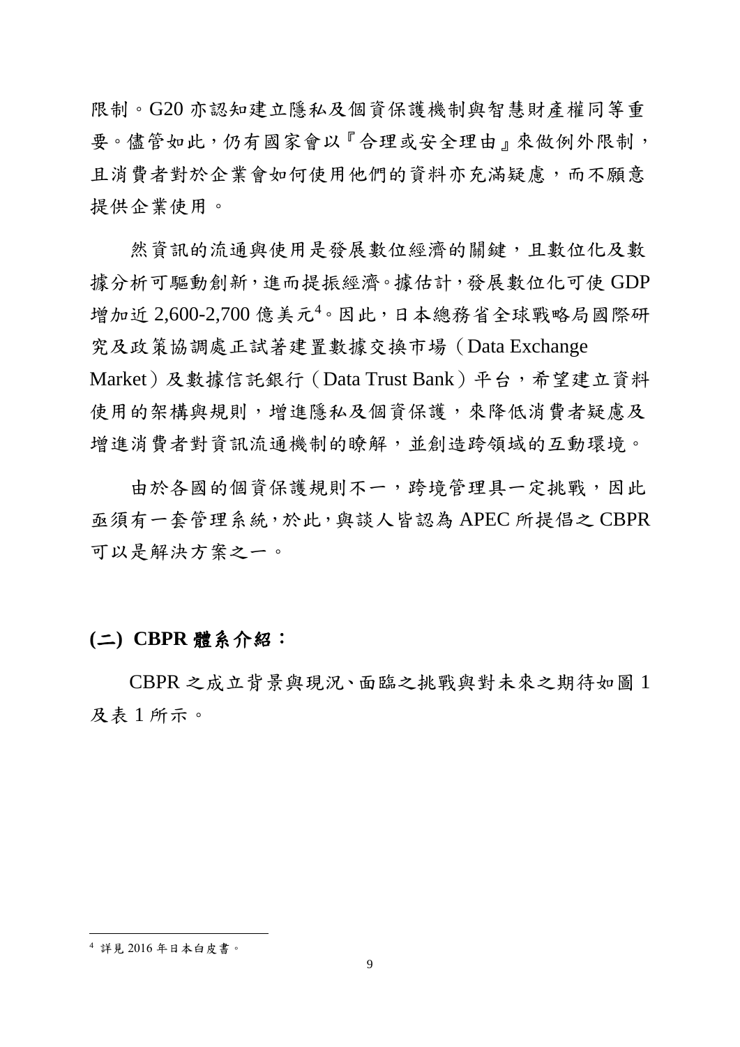限制。G20 亦認知建立隱私及個資保護機制與智慧財產權同等重要。儘管如此，仍有國家會以『合理或安全理由』來做例外限制，且消費者對於企業會如何使用他們的資料亦充滿疑慮，而不願意提供企業使用。

然資訊的流通與使用是發展數位經濟的關鍵，且數位化及數據分析可驅動創新，進而提振經濟。據估計，發展數位化可使 GDP 增加近 2,600-2,700 億美元[4]。因此，日本總務省全球戰略局國際研究及政策協調處正試著建置數據交換市場（Data Exchange Market）及數據信託銀行（Data Trust Bank）平台，希望建立資料使用的架構與規則，增進隱私及個資保護，來降低消費者疑慮及增進消費者對資訊流通機制的瞭解，並創造跨領域的互動環境。

由於各國的個資保護規則不一，跨境管理具一定挑戰，因此亟須有一套管理系統，於此，與談人皆認為 APEC 所提倡之 CBPR 可以是解決方案之一。

## (二) CBPR 體系介紹：

CBPR 之成立背景與現況、面臨之挑戰與對未來之期待如圖 1 及表 1 所示。

---

[4] 詳見 2016 年日本白皮書。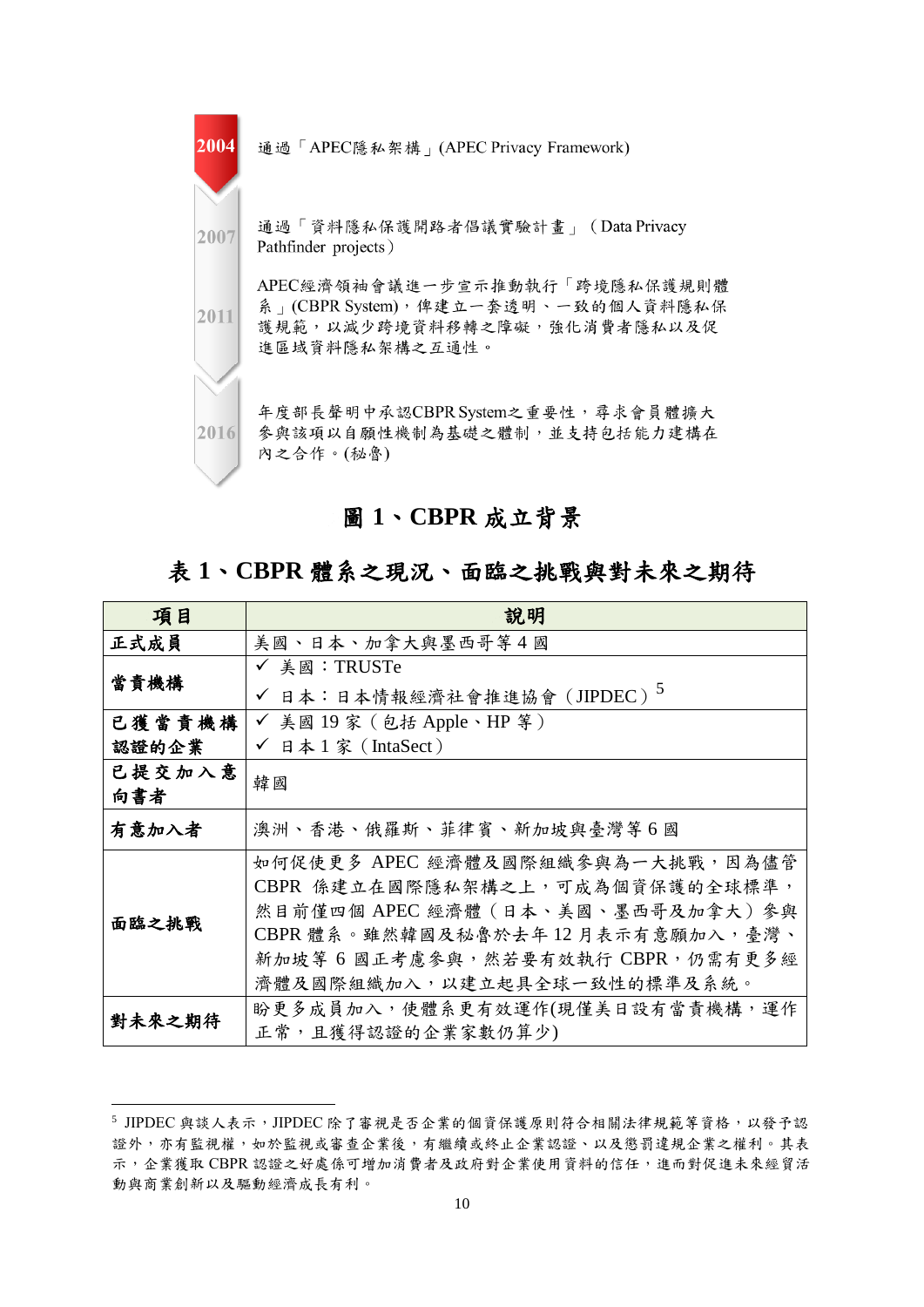2004 通過「APEC隱私架構」(APEC Privacy Framework)

2007 通過「資料隱私保護開路者倡議實驗計畫」（Data Privacy Pathfinder projects）

2011 APEC經濟領袖會議進一步宣示推動執行「跨境隱私保護規則體系」(CBPR System)，俾建立一套透明、一致的個人資料隱私保護規範，以減少跨境資料移轉之障礙，強化消費者隱私以及促進區域資料隱私架構之互通性。

2016 年度部長聲明中承認CBPR System之重要性，尋求會員體擴大參與該項以自願性機制為基礎之體制，並支持包括能力建構在內之合作。(秘魯)

## 圖 1、CBPR 成立背景

## 表 1、CBPR 體系之現況、面臨之挑戰與對未來之期待

| 項目 | 說明 |
|---|---|
| **正式成員** | 美國、日本、加拿大與墨西哥等 4 國 |
| **當責機構** | ✓ 美國：TRUSTe<br>✓ 日本：日本情報經濟社會推進協會（JIPDEC）[5] |
| **已獲當責機構認證的企業** | ✓ 美國 19 家（包括 Apple、HP 等）<br>✓ 日本 1 家（IntaSect） |
| **已提交加入意向書者** | 韓國 |
| **有意加入者** | 澳洲、香港、俄羅斯、菲律賓、新加坡與臺灣等 6 國 |
| **面臨之挑戰** | 如何促使更多 APEC 經濟體及國際組織參與為一大挑戰，因為儘管 CBPR 係建立在國際隱私架構之上，可成為個資保護的全球標準，然目前僅四個 APEC 經濟體（日本、美國、墨西哥及加拿大）參與 CBPR 體系。雖然韓國及秘魯於去年 12 月表示有意願加入，臺灣、新加坡等 6 國正考慮參與，然若要有效執行 CBPR，仍需有更多經濟體及國際組織加入，以建立起具全球一致性的標準及系統。 |
| **對未來之期待** | 盼更多成員加入，使體系更有效運作(現僅美日設有當責機構，運作正常，且獲得認證的企業家數仍算少) |

[5] JIPDEC 與談人表示，JIPDEC 除了審視是否企業的個資保護原則符合相關法律規範等資格，以發予認證外，亦有監視權，如於監視或審查企業後，有繼續或終止企業認證、以及懲罰違規企業之權利。其表示，企業獲取 CBPR 認證之好處係可增加消費者及政府對企業使用資料的信任，進而對促進未來經貿活動與商業創新以及驅動經濟成長有利。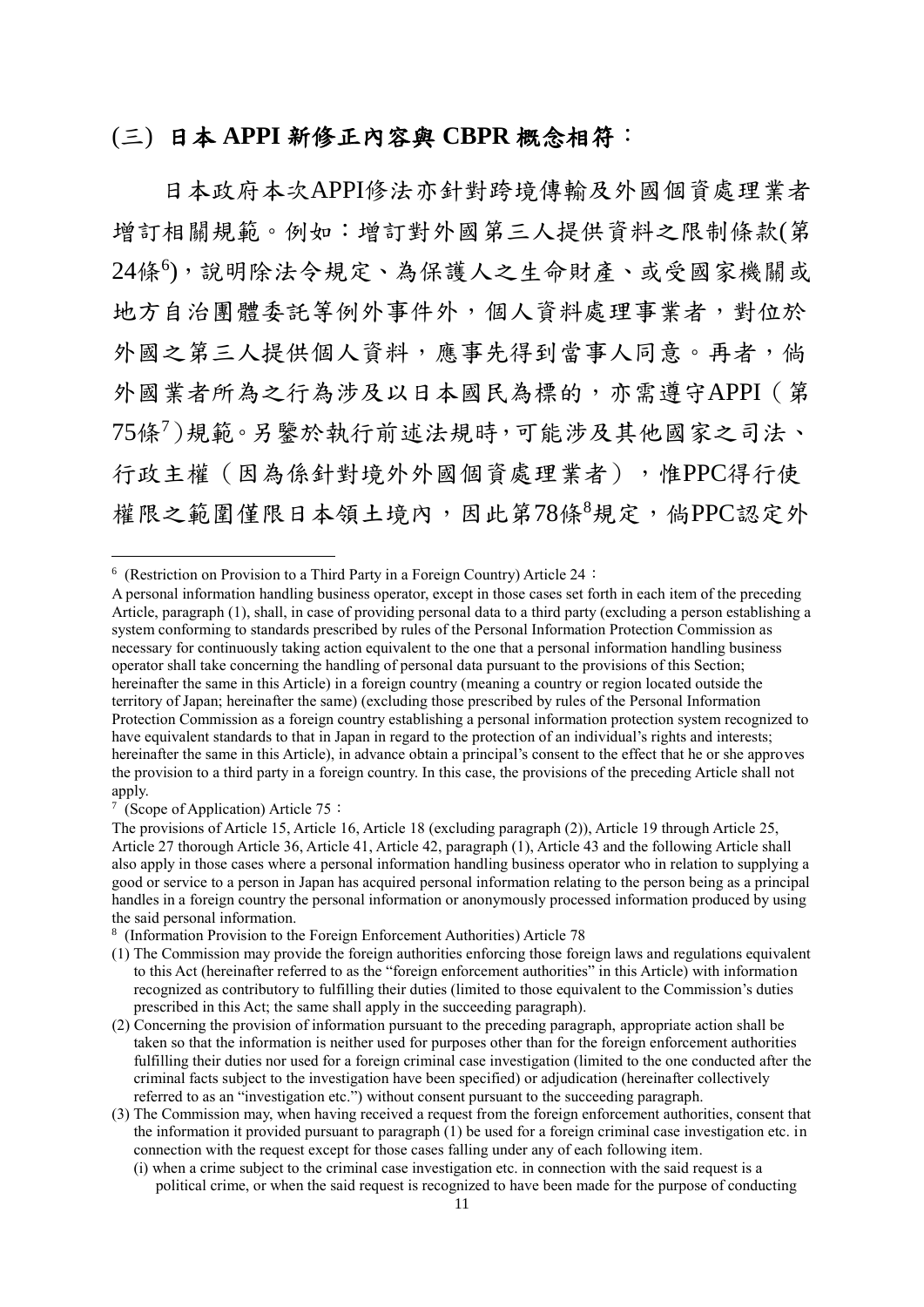## (三) 日本 APPI 新修正內容與 CBPR 概念相符：

日本政府本次APPI修法亦針對跨境傳輸及外國個資處理業者增訂相關規範。例如：增訂對外國第三人提供資料之限制條款(第24條[6])，說明除法令規定、為保護人之生命財產、或受國家機關或地方自治團體委託等例外事件外，個人資料處理事業者，對位於外國之第三人提供個人資料，應事先得到當事人同意。再者，倘外國業者所為之行為涉及以日本國民為標的，亦需遵守APPI（第75條[7]）規範。另鑒於執行前述法規時，可能涉及其他國家之司法、行政主權（因為係針對境外外國個資處理業者），惟PPC得行使權限之範圍僅限日本領土境內，因此第78條[8]規定，倘PPC認定外

---

[6] (Restriction on Provision to a Third Party in a Foreign Country) Article 24：

A personal information handling business operator, except in those cases set forth in each item of the preceding Article, paragraph (1), shall, in case of providing personal data to a third party (excluding a person establishing a system conforming to standards prescribed by rules of the Personal Information Protection Commission as necessary for continuously taking action equivalent to the one that a personal information handling business operator shall take concerning the handling of personal data pursuant to the provisions of this Section; hereinafter the same in this Article) in a foreign country (meaning a country or region located outside the territory of Japan; hereinafter the same) (excluding those prescribed by rules of the Personal Information Protection Commission as a foreign country establishing a personal information protection system recognized to have equivalent standards to that in Japan in regard to the protection of an individual's rights and interests; hereinafter the same in this Article), in advance obtain a principal's consent to the effect that he or she approves the provision to a third party in a foreign country. In this case, the provisions of the preceding Article shall not apply.

[7] (Scope of Application) Article 75：

The provisions of Article 15, Article 16, Article 18 (excluding paragraph (2)), Article 19 through Article 25, Article 27 thorough Article 36, Article 41, Article 42, paragraph (1), Article 43 and the following Article shall also apply in those cases where a personal information handling business operator who in relation to supplying a good or service to a person in Japan has acquired personal information relating to the person being as a principal handles in a foreign country the personal information or anonymously processed information produced by using the said personal information.

[8] (Information Provision to the Foreign Enforcement Authorities) Article 78

(1) The Commission may provide the foreign authorities enforcing those foreign laws and regulations equivalent to this Act (hereinafter referred to as the "foreign enforcement authorities" in this Article) with information recognized as contributory to fulfilling their duties (limited to those equivalent to the Commission's duties prescribed in this Act; the same shall apply in the succeeding paragraph).

(2) Concerning the provision of information pursuant to the preceding paragraph, appropriate action shall be taken so that the information is neither used for purposes other than for the foreign enforcement authorities fulfilling their duties nor used for a foreign criminal case investigation (limited to the one conducted after the criminal facts subject to the investigation have been specified) or adjudication (hereinafter collectively referred to as an "investigation etc.") without consent pursuant to the succeeding paragraph.

(3) The Commission may, when having received a request from the foreign enforcement authorities, consent that the information it provided pursuant to paragraph (1) be used for a foreign criminal case investigation etc. in connection with the request except for those cases falling under any of each following item.

(i) when a crime subject to the criminal case investigation etc. in connection with the said request is a political crime, or when the said request is recognized to have been made for the purpose of conducting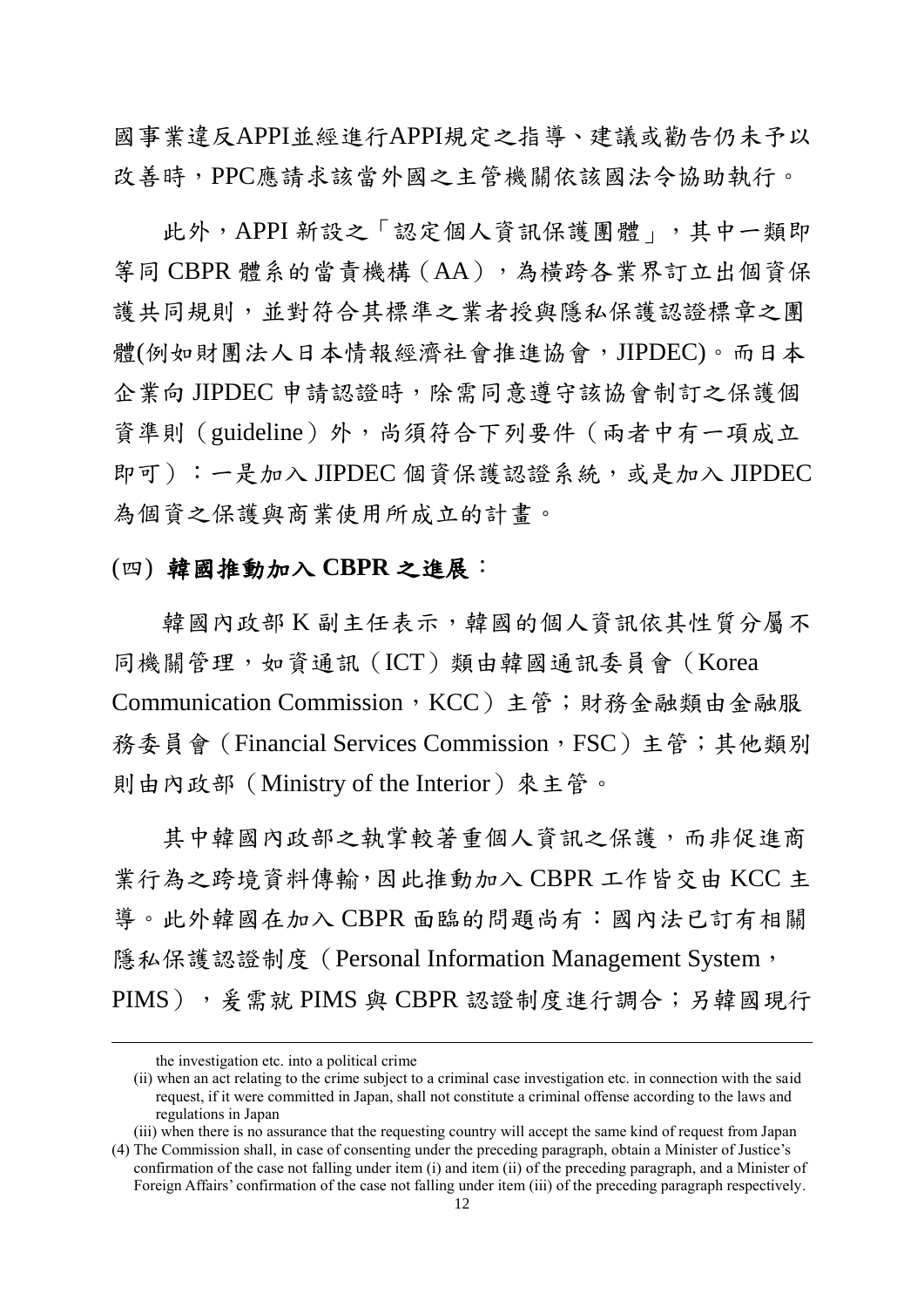國事業違反APPI並經進行APPI規定之指導、建議或勸告仍未予以改善時，PPC應請求該當外國之主管機關依該國法令協助執行。

此外，APPI 新設之「認定個人資訊保護團體」，其中一類即等同 CBPR 體系的當責機構（AA），為橫跨各業界訂立出個資保護共同規則，並對符合其標準之業者授與隱私保護認證標章之團體(例如財團法人日本情報經濟社會推進協會，JIPDEC)。而日本企業向 JIPDEC 申請認證時，除需同意遵守該協會制訂之保護個資準則（guideline）外，尚須符合下列要件（兩者中有一項成立即可）：一是加入 JIPDEC 個資保護認證系統，或是加入 JIPDEC 為個資之保護與商業使用所成立的計畫。

## (四) 韓國推動加入 CBPR 之進展：

韓國內政部 K 副主任表示，韓國的個人資訊依其性質分屬不同機關管理，如資通訊（ICT）類由韓國通訊委員會（Korea Communication Commission，KCC）主管；財務金融類由金融服務委員會（Financial Services Commission，FSC）主管；其他類別則由內政部（Ministry of the Interior）來主管。

其中韓國內政部之執掌較著重個人資訊之保護，而非促進商業行為之跨境資料傳輸，因此推動加入 CBPR 工作皆交由 KCC 主導。此外韓國在加入 CBPR 面臨的問題尚有：國內法已訂有相關隱私保護認證制度（Personal Information Management System，PIMS），爰需就 PIMS 與 CBPR 認證制度進行調合；另韓國現行

---

the investigation etc. into a political crime

(ii) when an act relating to the crime subject to a criminal case investigation etc. in connection with the said request, if it were committed in Japan, shall not constitute a criminal offense according to the laws and regulations in Japan

(iii) when there is no assurance that the requesting country will accept the same kind of request from Japan

(4) The Commission shall, in case of consenting under the preceding paragraph, obtain a Minister of Justice's confirmation of the case not falling under item (i) and item (ii) of the preceding paragraph, and a Minister of Foreign Affairs' confirmation of the case not falling under item (iii) of the preceding paragraph respectively.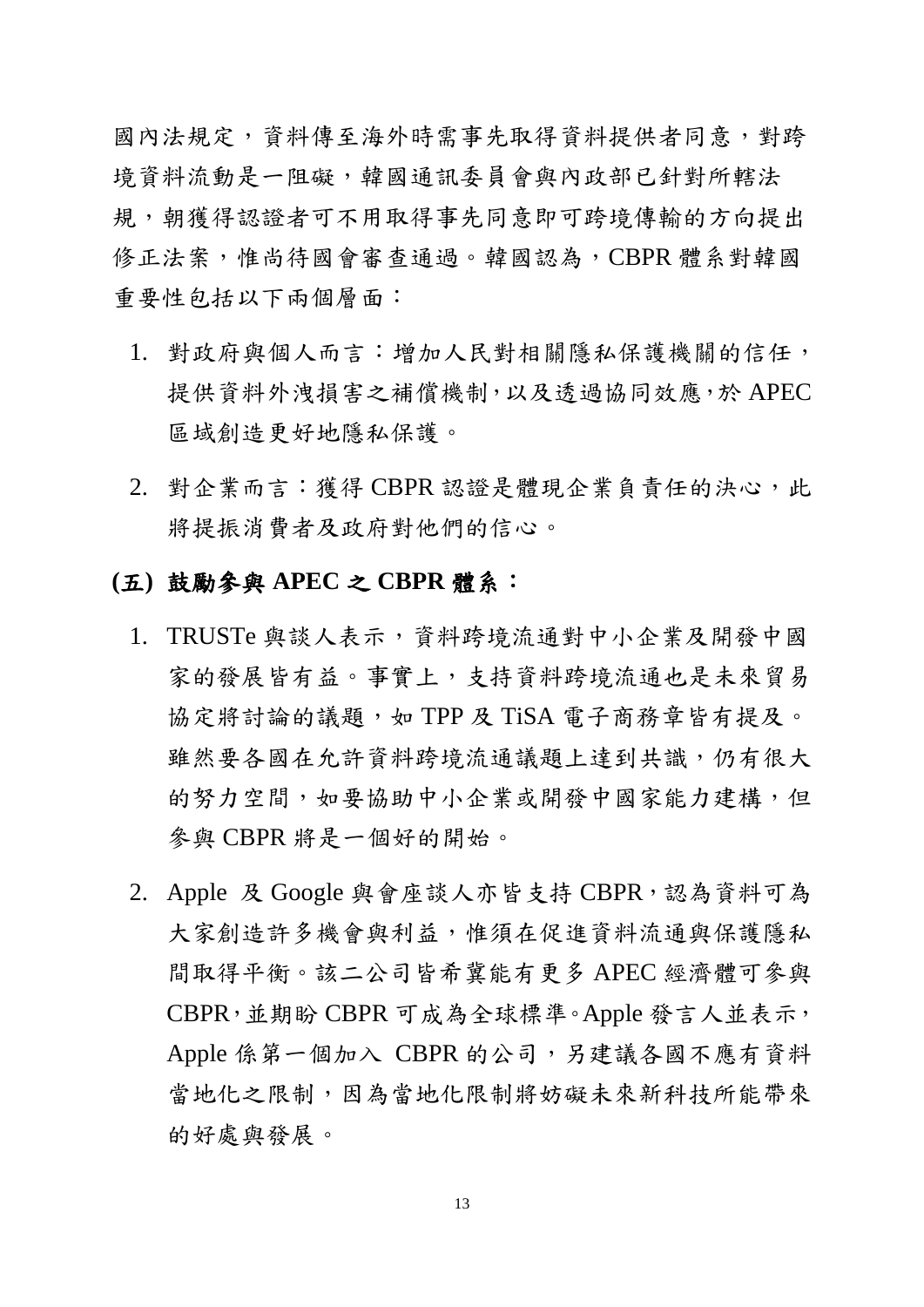國內法規定，資料傳至海外時需事先取得資料提供者同意，對跨境資料流動是一阻礙，韓國通訊委員會與內政部已針對所轄法規，朝獲得認證者可不用取得事先同意即可跨境傳輸的方向提出修正法案，惟尚待國會審查通過。韓國認為，CBPR 體系對韓國重要性包括以下兩個層面：

1. 對政府與個人而言：增加人民對相關隱私保護機關的信任，提供資料外洩損害之補償機制，以及透過協同效應，於 APEC 區域創造更好地隱私保護。
2. 對企業而言：獲得 CBPR 認證是體現企業負責任的決心，此將提振消費者及政府對他們的信心。

**(五) 鼓勵參與 APEC 之 CBPR 體系：**

1. TRUSTe 與談人表示，資料跨境流通對中小企業及開發中國家的發展皆有益。事實上，支持資料跨境流通也是未來貿易協定將討論的議題，如 TPP 及 TiSA 電子商務章皆有提及。雖然要各國在允許資料跨境流通議題上達到共識，仍有很大的努力空間，如要協助中小企業或開發中國家能力建構，但參與 CBPR 將是一個好的開始。
2. Apple 及 Google 與會座談人亦皆支持 CBPR，認為資料可為大家創造許多機會與利益，惟須在促進資料流通與保護隱私間取得平衡。該二公司皆希冀能有更多 APEC 經濟體可參與 CBPR，並期盼 CBPR 可成為全球標準。Apple 發言人並表示，Apple 係第一個加入 CBPR 的公司，另建議各國不應有資料當地化之限制，因為當地化限制將妨礙未來新科技所能帶來的好處與發展。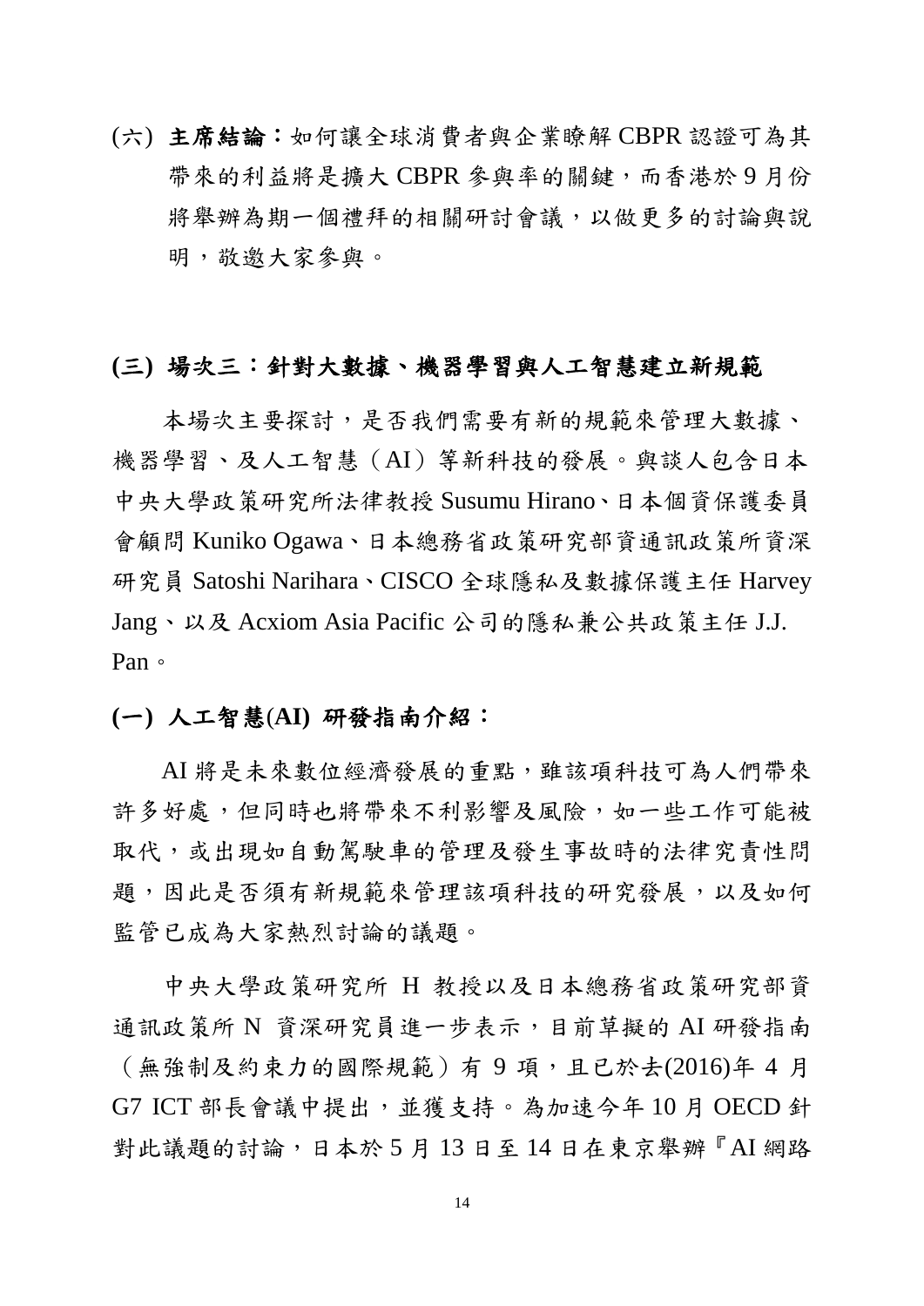(六) **主席結論**：如何讓全球消費者與企業瞭解 CBPR 認證可為其帶來的利益將是擴大 CBPR 參與率的關鍵，而香港於 9 月份將舉辦為期一個禮拜的相關研討會議，以做更多的討論與說明，敬邀大家參與。

### **(三) 場次三：針對大數據、機器學習與人工智慧建立新規範**

本場次主要探討，是否我們需要有新的規範來管理大數據、機器學習、及人工智慧（AI）等新科技的發展。與談人包含日本中央大學政策研究所法律教授 Susumu Hirano、日本個資保護委員會顧問 Kuniko Ogawa、日本總務省政策研究部資通訊政策所資深研究員 Satoshi Narihara、CISCO 全球隱私及數據保護主任 Harvey Jang、以及 Acxiom Asia Pacific 公司的隱私兼公共政策主任 J.J. Pan。

#### **(一) 人工智慧(AI) 研發指南介紹：**

AI 將是未來數位經濟發展的重點，雖該項科技可為人們帶來許多好處，但同時也將帶來不利影響及風險，如一些工作可能被取代，或出現如自動駕駛車的管理及發生事故時的法律究責性問題，因此是否須有新規範來管理該項科技的研究發展，以及如何監管已成為大家熱烈討論的議題。

中央大學政策研究所 H 教授以及日本總務省政策研究部資通訊政策所 N 資深研究員進一步表示，目前草擬的 AI 研發指南（無強制及約束力的國際規範）有 9 項，且已於去(2016)年 4 月 G7 ICT 部長會議中提出，並獲支持。為加速今年 10 月 OECD 針對此議題的討論，日本於 5 月 13 日至 14 日在東京舉辦『AI 網路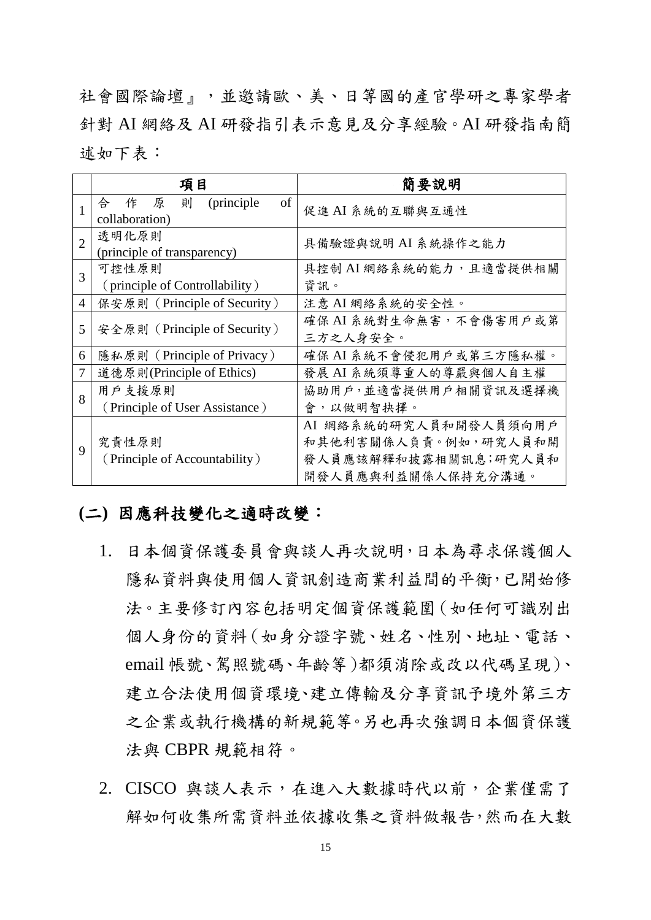社會國際論壇』，並邀請歐、美、日等國的產官學研之專家學者針對 AI 網絡及 AI 研發指引表示意見及分享經驗。AI 研發指南簡述如下表：

| | 項目 | 簡要說明 |
|---|---|---|
| 1 | 合作原則 (principle of collaboration) | 促進 AI 系統的互聯與互通性 |
| 2 | 透明化原則 (principle of transparency) | 具備驗證與說明 AI 系統操作之能力 |
| 3 | 可控性原則 （principle of Controllability） | 具控制 AI 網絡系統的能力，且適當提供相關資訊。 |
| 4 | 保安原則（Principle of Security） | 注意 AI 網絡系統的安全性。 |
| 5 | 安全原則（Principle of Security） | 確保 AI 系統對生命無害，不會傷害用戶或第三方之人身安全。 |
| 6 | 隱私原則（Principle of Privacy） | 確保 AI 系統不會侵犯用戶或第三方隱私權。 |
| 7 | 道德原則(Principle of Ethics) | 發展 AI 系統須尊重人的尊嚴與個人自主權 |
| 8 | 用戶支援原則 （Principle of User Assistance） | 協助用戶，並適當提供用戶相關資訊及選擇機會，以做明智抉擇。 |
| 9 | 究責性原則 （Principle of Accountability） | AI 網絡系統的研究人員和開發人員須向用戶和其他利害關係人負責。例如，研究人員和開發人員應該解釋和披露相關訊息;研究人員和開發人員應與利益關係人保持充分溝通。 |

## (二) 因應科技變化之適時改變：

1. 日本個資保護委員會與談人再次說明，日本為尋求保護個人隱私資料與使用個人資訊創造商業利益間的平衡，已開始修法。主要修訂內容包括明定個資保護範圍（如任何可識別出個人身份的資料（如身分證字號、姓名、性別、地址、電話、email 帳號、駕照號碼、年齡等）都須消除或改以代碼呈現）、建立合法使用個資環境、建立傳輸及分享資訊予境外第三方之企業或執行機構的新規範等。另也再次強調日本個資保護法與 CBPR 規範相符。

2. CISCO 與談人表示，在進入大數據時代以前，企業僅需了解如何收集所需資料並依據收集之資料做報告，然而在大數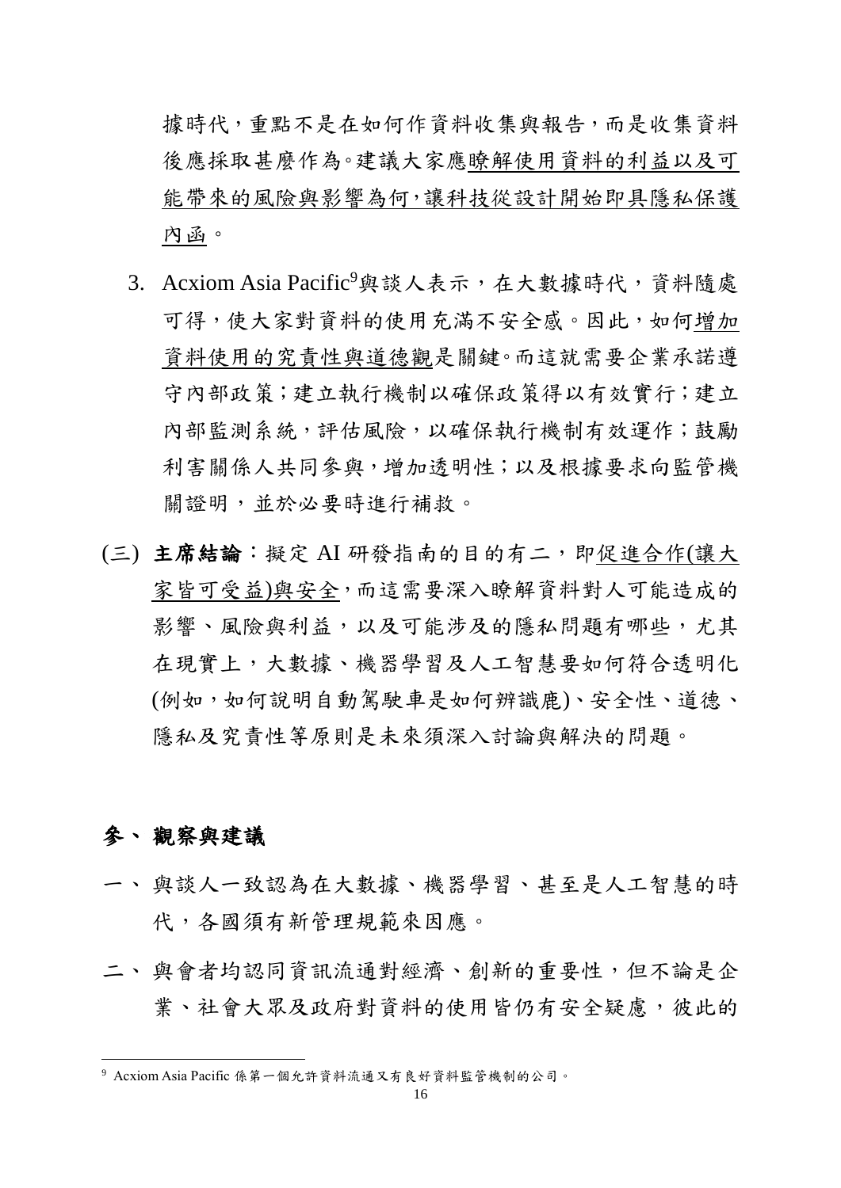據時代，重點不是在如何作資料收集與報告，而是收集資料後應採取甚麼作為。建議大家應瞭解使用資料的利益以及可能帶來的風險與影響為何，讓科技從設計開始即具隱私保護內函。

3. Acxiom Asia Pacific[9]與談人表示，在大數據時代，資料隨處可得，使大家對資料的使用充滿不安全感。因此，如何增加資料使用的究責性與道德觀是關鍵。而這就需要企業承諾遵守內部政策；建立執行機制以確保政策得以有效實行；建立內部監測系統，評估風險，以確保執行機制有效運作；鼓勵利害關係人共同參與，增加透明性；以及根據要求向監管機關證明，並於必要時進行補救。

(三) **主席結論**：擬定 AI 研發指南的目的有二，即促進合作(讓大家皆可受益)與安全，而這需要深入瞭解資料對人可能造成的影響、風險與利益，以及可能涉及的隱私問題有哪些，尤其在現實上，大數據、機器學習及人工智慧要如何符合透明化(例如，如何說明自動駕駛車是如何辨識鹿)、安全性、道德、隱私及究責性等原則是未來須深入討論與解決的問題。

## 參、 觀察與建議

一、 與談人一致認為在大數據、機器學習、甚至是人工智慧的時代，各國須有新管理規範來因應。

二、 與會者均認同資訊流通對經濟、創新的重要性，但不論是企業、社會大眾及政府對資料的使用皆仍有安全疑慮，彼此的

[9] Acxiom Asia Pacific 係第一個允許資料流通又有良好資料監管機制的公司。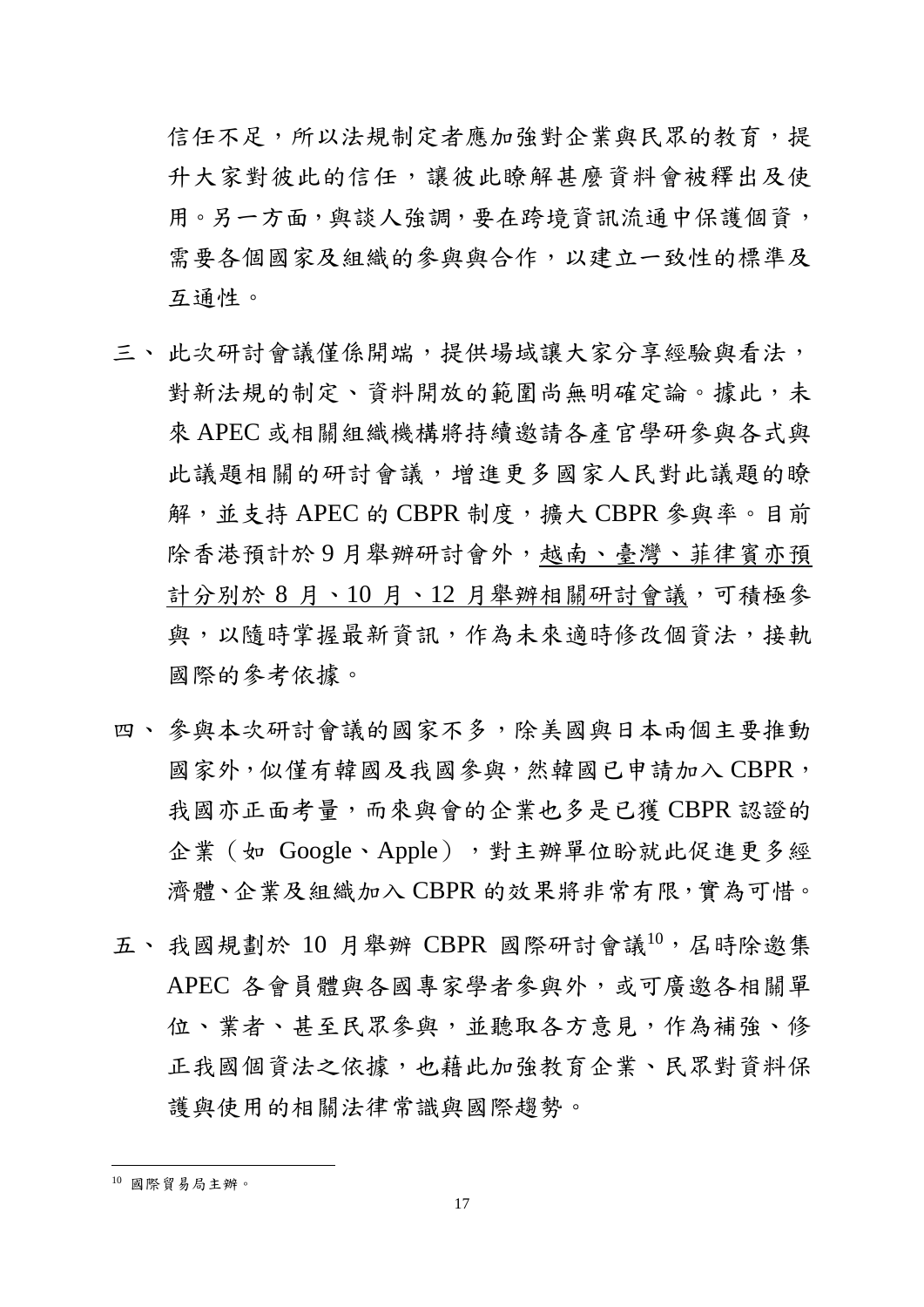信任不足，所以法規制定者應加強對企業與民眾的教育，提升大家對彼此的信任，讓彼此瞭解甚麼資料會被釋出及使用。另一方面，與談人強調，要在跨境資訊流通中保護個資，需要各個國家及組織的參與與合作，以建立一致性的標準及互通性。

三、 此次研討會議僅係開端，提供場域讓大家分享經驗與看法，對新法規的制定、資料開放的範圍尚無明確定論。據此，未來 APEC 或相關組織機構將持續邀請各產官學研參與各式與此議題相關的研討會議，增進更多國家人民對此議題的瞭解，並支持 APEC 的 CBPR 制度，擴大 CBPR 參與率。目前除香港預計於 9 月舉辦研討會外，<u>越南、臺灣、菲律賓亦預計分別於 8 月、10 月、12 月舉辦相關研討會議</u>，可積極參與，以隨時掌握最新資訊，作為未來適時修改個資法，接軌國際的參考依據。

四、 參與本次研討會議的國家不多，除美國與日本兩個主要推動國家外，似僅有韓國及我國參與，然韓國已申請加入 CBPR，我國亦正面考量，而來與會的企業也多是已獲 CBPR 認證的企業（如 Google、Apple），對主辦單位盼就此促進更多經濟體、企業及組織加入 CBPR 的效果將非常有限，實為可惜。

五、 我國規劃於 10 月舉辦 CBPR 國際研討會議[10]，屆時除邀集 APEC 各會員體與各國專家學者參與外，或可廣邀各相關單位、業者、甚至民眾參與，並聽取各方意見，作為補強、修正我國個資法之依據，也藉此加強教育企業、民眾對資料保護與使用的相關法律常識與國際趨勢。

[10] 國際貿易局主辦。